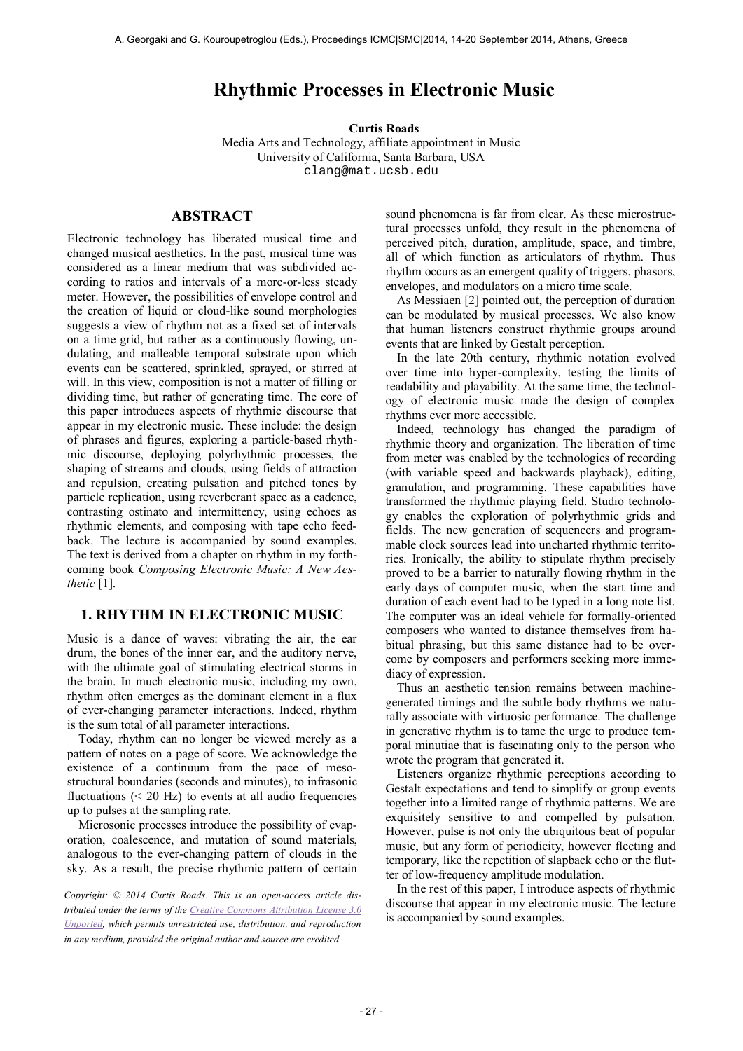# Rhythmic Processes in Electronic Music

**Curtis Roads**
Media Arts and Technology, affiliate appointment in Music
University of California, Santa Barbara, USA
clang@mat.ucsb.edu

## ABSTRACT

Electronic technology has liberated musical time and changed musical aesthetics. In the past, musical time was considered as a linear medium that was subdivided according to ratios and intervals of a more-or-less steady meter. However, the possibilities of envelope control and the creation of liquid or cloud-like sound morphologies suggests a view of rhythm not as a fixed set of intervals on a time grid, but rather as a continuously flowing, undulating, and malleable temporal substrate upon which events can be scattered, sprinkled, sprayed, or stirred at will. In this view, composition is not a matter of filling or dividing time, but rather of generating time. The core of this paper introduces aspects of rhythmic discourse that appear in my electronic music. These include: the design of phrases and figures, exploring a particle-based rhythmic discourse, deploying polyrhythmic processes, the shaping of streams and clouds, using fields of attraction and repulsion, creating pulsation and pitched tones by particle replication, using reverberant space as a cadence, contrasting ostinato and intermittency, using echoes as rhythmic elements, and composing with tape echo feedback. The lecture is accompanied by sound examples. The text is derived from a chapter on rhythm in my forthcoming book *Composing Electronic Music: A New Aesthetic* [1].

## 1. RHYTHM IN ELECTRONIC MUSIC

Music is a dance of waves: vibrating the air, the ear drum, the bones of the inner ear, and the auditory nerve, with the ultimate goal of stimulating electrical storms in the brain. In much electronic music, including my own, rhythm often emerges as the dominant element in a flux of ever-changing parameter interactions. Indeed, rhythm is the sum total of all parameter interactions.

Today, rhythm can no longer be viewed merely as a pattern of notes on a page of score. We acknowledge the existence of a continuum from the pace of mesostructural boundaries (seconds and minutes), to infrasonic fluctuations (< 20 Hz) to events at all audio frequencies up to pulses at the sampling rate.

Microsonic processes introduce the possibility of evaporation, coalescence, and mutation of sound materials, analogous to the ever-changing pattern of clouds in the sky. As a result, the precise rhythmic pattern of certain sound phenomena is far from clear. As these microstructural processes unfold, they result in the phenomena of perceived pitch, duration, amplitude, space, and timbre, all of which function as articulators of rhythm. Thus rhythm occurs as an emergent quality of triggers, phasors, envelopes, and modulators on a micro time scale.

As Messiaen [2] pointed out, the perception of duration can be modulated by musical processes. We also know that human listeners construct rhythmic groups around events that are linked by Gestalt perception.

In the late 20th century, rhythmic notation evolved over time into hyper-complexity, testing the limits of readability and playability. At the same time, the technology of electronic music made the design of complex rhythms ever more accessible.

Indeed, technology has changed the paradigm of rhythmic theory and organization. The liberation of time from meter was enabled by the technologies of recording (with variable speed and backwards playback), editing, granulation, and programming. These capabilities have transformed the rhythmic playing field. Studio technology enables the exploration of polyrhythmic grids and fields. The new generation of sequencers and programmable clock sources lead into uncharted rhythmic territories. Ironically, the ability to stipulate rhythm precisely proved to be a barrier to naturally flowing rhythm in the early days of computer music, when the start time and duration of each event had to be typed in a long note list. The computer was an ideal vehicle for formally-oriented composers who wanted to distance themselves from habitual phrasing, but this same distance had to be overcome by composers and performers seeking more immediacy of expression.

Thus an aesthetic tension remains between machine-generated timings and the subtle body rhythms we naturally associate with virtuosic performance. The challenge in generative rhythm is to tame the urge to produce temporal minutiae that is fascinating only to the person who wrote the program that generated it.

Listeners organize rhythmic perceptions according to Gestalt expectations and tend to simplify or group events together into a limited range of rhythmic patterns. We are exquisitely sensitive to and compelled by pulsation. However, pulse is not only the ubiquitous beat of popular music, but any form of periodicity, however fleeting and temporary, like the repetition of slapback echo or the flutter of low-frequency amplitude modulation.

In the rest of this paper, I introduce aspects of rhythmic discourse that appear in my electronic music. The lecture is accompanied by sound examples.

*Copyright: © 2014 Curtis Roads. This is an open-access article distributed under the terms of the Creative Commons Attribution License 3.0 Unported, which permits unrestricted use, distribution, and reproduction in any medium, provided the original author and source are credited.*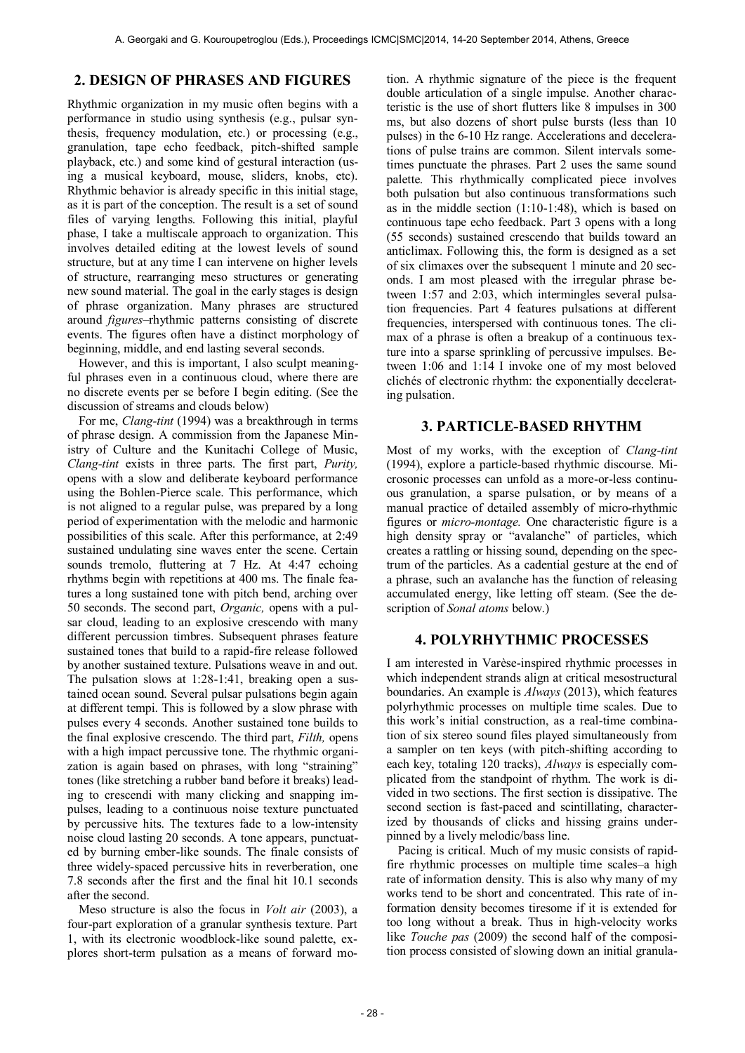## 2. DESIGN OF PHRASES AND FIGURES

Rhythmic organization in my music often begins with a performance in studio using synthesis (e.g., pulsar synthesis, frequency modulation, etc.) or processing (e.g., granulation, tape echo feedback, pitch-shifted sample playback, etc.) and some kind of gestural interaction (using a musical keyboard, mouse, sliders, knobs, etc). Rhythmic behavior is already specific in this initial stage, as it is part of the conception. The result is a set of sound files of varying lengths. Following this initial, playful phase, I take a multiscale approach to organization. This involves detailed editing at the lowest levels of sound structure, but at any time I can intervene on higher levels of structure, rearranging meso structures or generating new sound material. The goal in the early stages is design of phrase organization. Many phrases are structured around *figures*–rhythmic patterns consisting of discrete events. The figures often have a distinct morphology of beginning, middle, and end lasting several seconds.

However, and this is important, I also sculpt meaningful phrases even in a continuous cloud, where there are no discrete events per se before I begin editing. (See the discussion of streams and clouds below)

For me, *Clang-tint* (1994) was a breakthrough in terms of phrase design. A commission from the Japanese Ministry of Culture and the Kunitachi College of Music, *Clang-tint* exists in three parts. The first part, *Purity,* opens with a slow and deliberate keyboard performance using the Bohlen-Pierce scale. This performance, which is not aligned to a regular pulse, was prepared by a long period of experimentation with the melodic and harmonic possibilities of this scale. After this performance, at 2:49 sustained undulating sine waves enter the scene. Certain sounds tremolo, fluttering at 7 Hz. At 4:47 echoing rhythms begin with repetitions at 400 ms. The finale features a long sustained tone with pitch bend, arching over 50 seconds. The second part, *Organic,* opens with a pulsar cloud, leading to an explosive crescendo with many different percussion timbres. Subsequent phrases feature sustained tones that build to a rapid-fire release followed by another sustained texture. Pulsations weave in and out. The pulsation slows at 1:28-1:41, breaking open a sustained ocean sound. Several pulsar pulsations begin again at different tempi. This is followed by a slow phrase with pulses every 4 seconds. Another sustained tone builds to the final explosive crescendo. The third part, *Filth,* opens with a high impact percussive tone. The rhythmic organization is again based on phrases, with long "straining" tones (like stretching a rubber band before it breaks) leading to crescendi with many clicking and snapping impulses, leading to a continuous noise texture punctuated by percussive hits. The textures fade to a low-intensity noise cloud lasting 20 seconds. A tone appears, punctuated by burning ember-like sounds. The finale consists of three widely-spaced percussive hits in reverberation, one 7.8 seconds after the first and the final hit 10.1 seconds after the second.

Meso structure is also the focus in *Volt air* (2003), a four-part exploration of a granular synthesis texture. Part 1, with its electronic woodblock-like sound palette, explores short-term pulsation as a means of forward motion. A rhythmic signature of the piece is the frequent double articulation of a single impulse. Another characteristic is the use of short flutters like 8 impulses in 300 ms, but also dozens of short pulse bursts (less than 10 pulses) in the 6-10 Hz range. Accelerations and decelerations of pulse trains are common. Silent intervals sometimes punctuate the phrases. Part 2 uses the same sound palette. This rhythmically complicated piece involves both pulsation but also continuous transformations such as in the middle section (1:10-1:48), which is based on continuous tape echo feedback. Part 3 opens with a long (55 seconds) sustained crescendo that builds toward an anticlimax. Following this, the form is designed as a set of six climaxes over the subsequent 1 minute and 20 seconds. I am most pleased with the irregular phrase between 1:57 and 2:03, which intermingles several pulsation frequencies. Part 4 features pulsations at different frequencies, interspersed with continuous tones. The climax of a phrase is often a breakup of a continuous texture into a sparse sprinkling of percussive impulses. Between 1:06 and 1:14 I invoke one of my most beloved clichés of electronic rhythm: the exponentially decelerating pulsation.

## 3. PARTICLE-BASED RHYTHM

Most of my works, with the exception of *Clang-tint* (1994), explore a particle-based rhythmic discourse. Microsonic processes can unfold as a more-or-less continuous granulation, a sparse pulsation, or by means of a manual practice of detailed assembly of micro-rhythmic figures or *micro-montage.* One characteristic figure is a high density spray or "avalanche" of particles, which creates a rattling or hissing sound, depending on the spectrum of the particles. As a cadential gesture at the end of a phrase, such an avalanche has the function of releasing accumulated energy, like letting off steam. (See the description of *Sonal atoms* below.)

## 4. POLYRHYTHMIC PROCESSES

I am interested in Varèse-inspired rhythmic processes in which independent strands align at critical mesostructural boundaries. An example is *Always* (2013), which features polyrhythmic processes on multiple time scales. Due to this work's initial construction, as a real-time combination of six stereo sound files played simultaneously from a sampler on ten keys (with pitch-shifting according to each key, totaling 120 tracks), *Always* is especially complicated from the standpoint of rhythm. The work is divided in two sections. The first section is dissipative. The second section is fast-paced and scintillating, characterized by thousands of clicks and hissing grains underpinned by a lively melodic/bass line.

Pacing is critical. Much of my music consists of rapid-fire rhythmic processes on multiple time scales–a high rate of information density. This is also why many of my works tend to be short and concentrated. This rate of information density becomes tiresome if it is extended for too long without a break. Thus in high-velocity works like *Touche pas* (2009) the second half of the composition process consisted of slowing down an initial granula-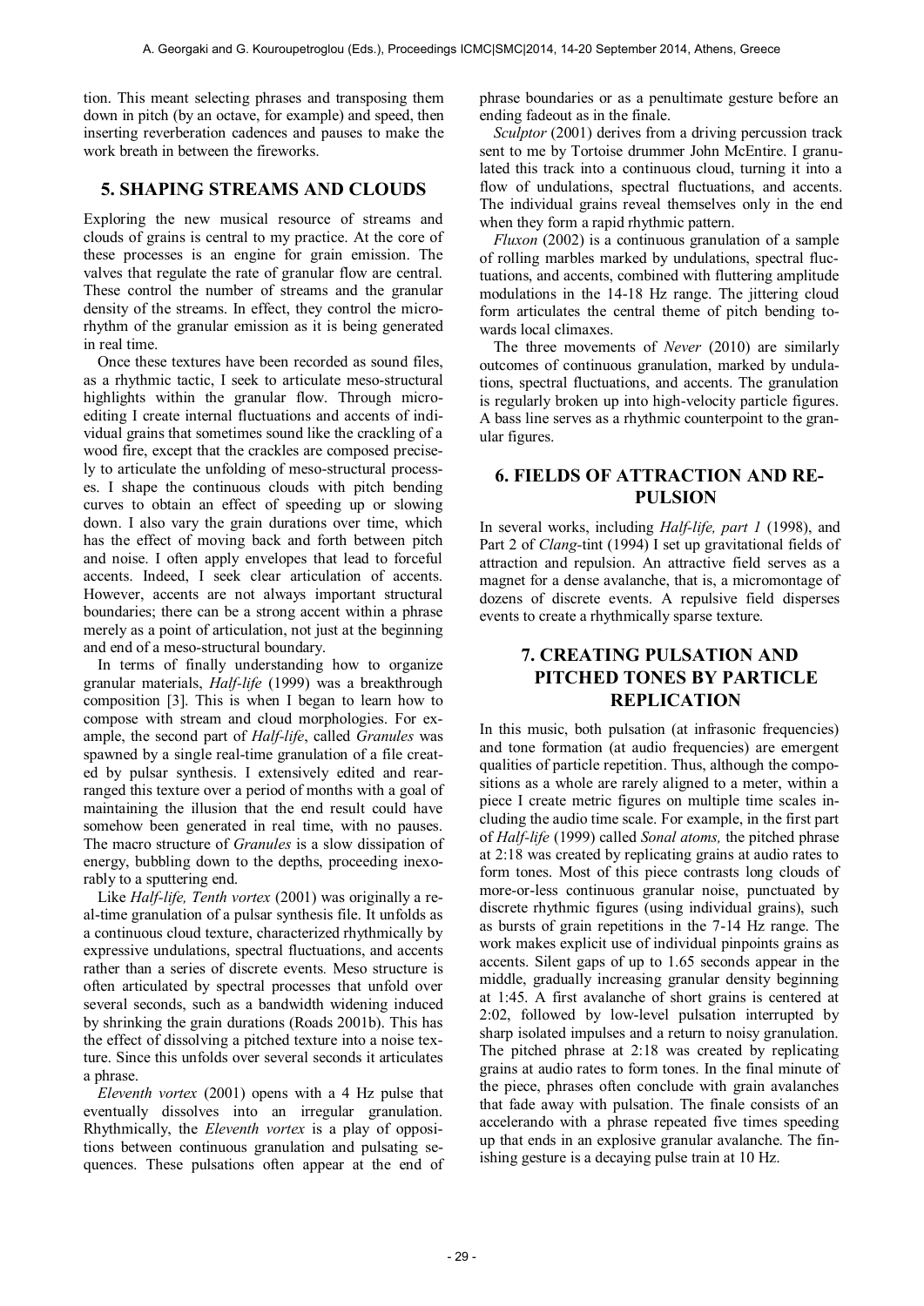tion. This meant selecting phrases and transposing them down in pitch (by an octave, for example) and speed, then inserting reverberation cadences and pauses to make the work breath in between the fireworks.

## 5. SHAPING STREAMS AND CLOUDS

Exploring the new musical resource of streams and clouds of grains is central to my practice. At the core of these processes is an engine for grain emission. The valves that regulate the rate of granular flow are central. These control the number of streams and the granular density of the streams. In effect, they control the micro-rhythm of the granular emission as it is being generated in real time.

Once these textures have been recorded as sound files, as a rhythmic tactic, I seek to articulate meso-structural highlights within the granular flow. Through micro-editing I create internal fluctuations and accents of individual grains that sometimes sound like the crackling of a wood fire, except that the crackles are composed precisely to articulate the unfolding of meso-structural processes. I shape the continuous clouds with pitch bending curves to obtain an effect of speeding up or slowing down. I also vary the grain durations over time, which has the effect of moving back and forth between pitch and noise. I often apply envelopes that lead to forceful accents. Indeed, I seek clear articulation of accents. However, accents are not always important structural boundaries; there can be a strong accent within a phrase merely as a point of articulation, not just at the beginning and end of a meso-structural boundary.

In terms of finally understanding how to organize granular materials, *Half-life* (1999) was a breakthrough composition [3]. This is when I began to learn how to compose with stream and cloud morphologies. For example, the second part of *Half-life*, called *Granules* was spawned by a single real-time granulation of a file created by pulsar synthesis. I extensively edited and rearranged this texture over a period of months with a goal of maintaining the illusion that the end result could have somehow been generated in real time, with no pauses. The macro structure of *Granules* is a slow dissipation of energy, bubbling down to the depths, proceeding inexorably to a sputtering end.

Like *Half-life, Tenth vortex* (2001) was originally a real-time granulation of a pulsar synthesis file. It unfolds as a continuous cloud texture, characterized rhythmically by expressive undulations, spectral fluctuations, and accents rather than a series of discrete events. Meso structure is often articulated by spectral processes that unfold over several seconds, such as a bandwidth widening induced by shrinking the grain durations (Roads 2001b). This has the effect of dissolving a pitched texture into a noise texture. Since this unfolds over several seconds it articulates a phrase.

*Eleventh vortex* (2001) opens with a 4 Hz pulse that eventually dissolves into an irregular granulation. Rhythmically, the *Eleventh vortex* is a play of oppositions between continuous granulation and pulsating sequences. These pulsations often appear at the end of phrase boundaries or as a penultimate gesture before an ending fadeout as in the finale.

*Sculptor* (2001) derives from a driving percussion track sent to me by Tortoise drummer John McEntire. I granulated this track into a continuous cloud, turning it into a flow of undulations, spectral fluctuations, and accents. The individual grains reveal themselves only in the end when they form a rapid rhythmic pattern.

*Fluxon* (2002) is a continuous granulation of a sample of rolling marbles marked by undulations, spectral fluctuations, and accents, combined with fluttering amplitude modulations in the 14-18 Hz range. The jittering cloud form articulates the central theme of pitch bending towards local climaxes.

The three movements of *Never* (2010) are similarly outcomes of continuous granulation, marked by undulations, spectral fluctuations, and accents. The granulation is regularly broken up into high-velocity particle figures. A bass line serves as a rhythmic counterpoint to the granular figures.

## 6. FIELDS OF ATTRACTION AND REPULSION

In several works, including *Half-life, part 1* (1998), and Part 2 of *Clang*-tint (1994) I set up gravitational fields of attraction and repulsion. An attractive field serves as a magnet for a dense avalanche, that is, a micromontage of dozens of discrete events. A repulsive field disperses events to create a rhythmically sparse texture.

## 7. CREATING PULSATION AND PITCHED TONES BY PARTICLE REPLICATION

In this music, both pulsation (at infrasonic frequencies) and tone formation (at audio frequencies) are emergent qualities of particle repetition. Thus, although the compositions as a whole are rarely aligned to a meter, within a piece I create metric figures on multiple time scales including the audio time scale. For example, in the first part of *Half-life* (1999) called *Sonal atoms,* the pitched phrase at 2:18 was created by replicating grains at audio rates to form tones. Most of this piece contrasts long clouds of more-or-less continuous granular noise, punctuated by discrete rhythmic figures (using individual grains), such as bursts of grain repetitions in the 7-14 Hz range. The work makes explicit use of individual pinpoints grains as accents. Silent gaps of up to 1.65 seconds appear in the middle, gradually increasing granular density beginning at 1:45. A first avalanche of short grains is centered at 2:02, followed by low-level pulsation interrupted by sharp isolated impulses and a return to noisy granulation. The pitched phrase at 2:18 was created by replicating grains at audio rates to form tones. In the final minute of the piece, phrases often conclude with grain avalanches that fade away with pulsation. The finale consists of an accelerando with a phrase repeated five times speeding up that ends in an explosive granular avalanche. The finishing gesture is a decaying pulse train at 10 Hz.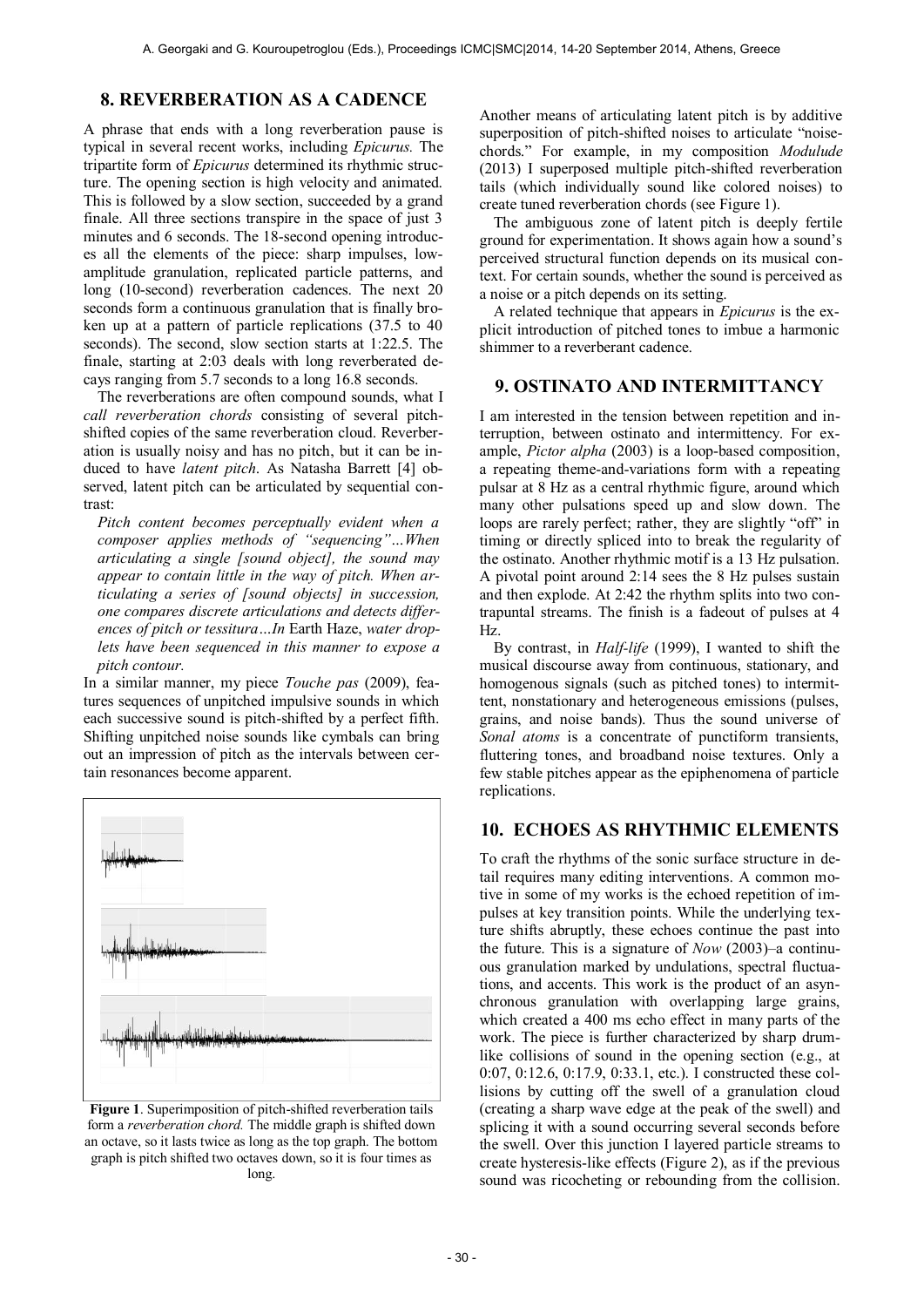## 8. REVERBERATION AS A CADENCE

A phrase that ends with a long reverberation pause is typical in several recent works, including *Epicurus.* The tripartite form of *Epicurus* determined its rhythmic structure. The opening section is high velocity and animated. This is followed by a slow section, succeeded by a grand finale. All three sections transpire in the space of just 3 minutes and 6 seconds. The 18-second opening introduces all the elements of the piece: sharp impulses, low-amplitude granulation, replicated particle patterns, and long (10-second) reverberation cadences. The next 20 seconds form a continuous granulation that is finally broken up at a pattern of particle replications (37.5 to 40 seconds). The second, slow section starts at 1:22.5. The finale, starting at 2:03 deals with long reverberated decays ranging from 5.7 seconds to a long 16.8 seconds.

The reverberations are often compound sounds, what I *call reverberation chords* consisting of several pitch-shifted copies of the same reverberation cloud. Reverberation is usually noisy and has no pitch, but it can be induced to have *latent pitch*. As Natasha Barrett [4] observed, latent pitch can be articulated by sequential contrast:

> *Pitch content becomes perceptually evident when a composer applies methods of "sequencing"…When articulating a single [sound object], the sound may appear to contain little in the way of pitch. When articulating a series of [sound objects] in succession, one compares discrete articulations and detects differences of pitch or tessitura…In* Earth Haze, *water droplets have been sequenced in this manner to expose a pitch contour.*

In a similar manner, my piece *Touche pas* (2009), features sequences of unpitched impulsive sounds in which each successive sound is pitch-shifted by a perfect fifth. Shifting unpitched noise sounds like cymbals can bring out an impression of pitch as the intervals between certain resonances become apparent.

**Figure 1**. Superimposition of pitch-shifted reverberation tails form a *reverberation chord.* The middle graph is shifted down an octave, so it lasts twice as long as the top graph. The bottom graph is pitch shifted two octaves down, so it is four times as long.

Another means of articulating latent pitch is by additive superposition of pitch-shifted noises to articulate "noise-chords." For example, in my composition *Modulude* (2013) I superposed multiple pitch-shifted reverberation tails (which individually sound like colored noises) to create tuned reverberation chords (see Figure 1).

The ambiguous zone of latent pitch is deeply fertile ground for experimentation. It shows again how a sound's perceived structural function depends on its musical context. For certain sounds, whether the sound is perceived as a noise or a pitch depends on its setting.

A related technique that appears in *Epicurus* is the explicit introduction of pitched tones to imbue a harmonic shimmer to a reverberant cadence.

## 9. OSTINATO AND INTERMITTANCY

I am interested in the tension between repetition and interruption, between ostinato and intermittency. For example, *Pictor alpha* (2003) is a loop-based composition, a repeating theme-and-variations form with a repeating pulsar at 8 Hz as a central rhythmic figure, around which many other pulsations speed up and slow down. The loops are rarely perfect; rather, they are slightly "off" in timing or directly spliced into to break the regularity of the ostinato. Another rhythmic motif is a 13 Hz pulsation. A pivotal point around 2:14 sees the 8 Hz pulses sustain and then explode. At 2:42 the rhythm splits into two contrapuntal streams. The finish is a fadeout of pulses at 4 Hz.

By contrast, in *Half-life* (1999), I wanted to shift the musical discourse away from continuous, stationary, and homogenous signals (such as pitched tones) to intermittent, nonstationary and heterogeneous emissions (pulses, grains, and noise bands). Thus the sound universe of *Sonal atoms* is a concentrate of punctiform transients, fluttering tones, and broadband noise textures. Only a few stable pitches appear as the epiphenomena of particle replications.

## 10. ECHOES AS RHYTHMIC ELEMENTS

To craft the rhythms of the sonic surface structure in detail requires many editing interventions. A common motive in some of my works is the echoed repetition of impulses at key transition points. While the underlying texture shifts abruptly, these echoes continue the past into the future. This is a signature of *Now* (2003)–a continuous granulation marked by undulations, spectral fluctuations, and accents. This work is the product of an asynchronous granulation with overlapping large grains, which created a 400 ms echo effect in many parts of the work. The piece is further characterized by sharp drum-like collisions of sound in the opening section (e.g., at 0:07, 0:12.6, 0:17.9, 0:33.1, etc.). I constructed these collisions by cutting off the swell of a granulation cloud (creating a sharp wave edge at the peak of the swell) and splicing it with a sound occurring several seconds before the swell. Over this junction I layered particle streams to create hysteresis-like effects (Figure 2), as if the previous sound was ricocheting or rebounding from the collision.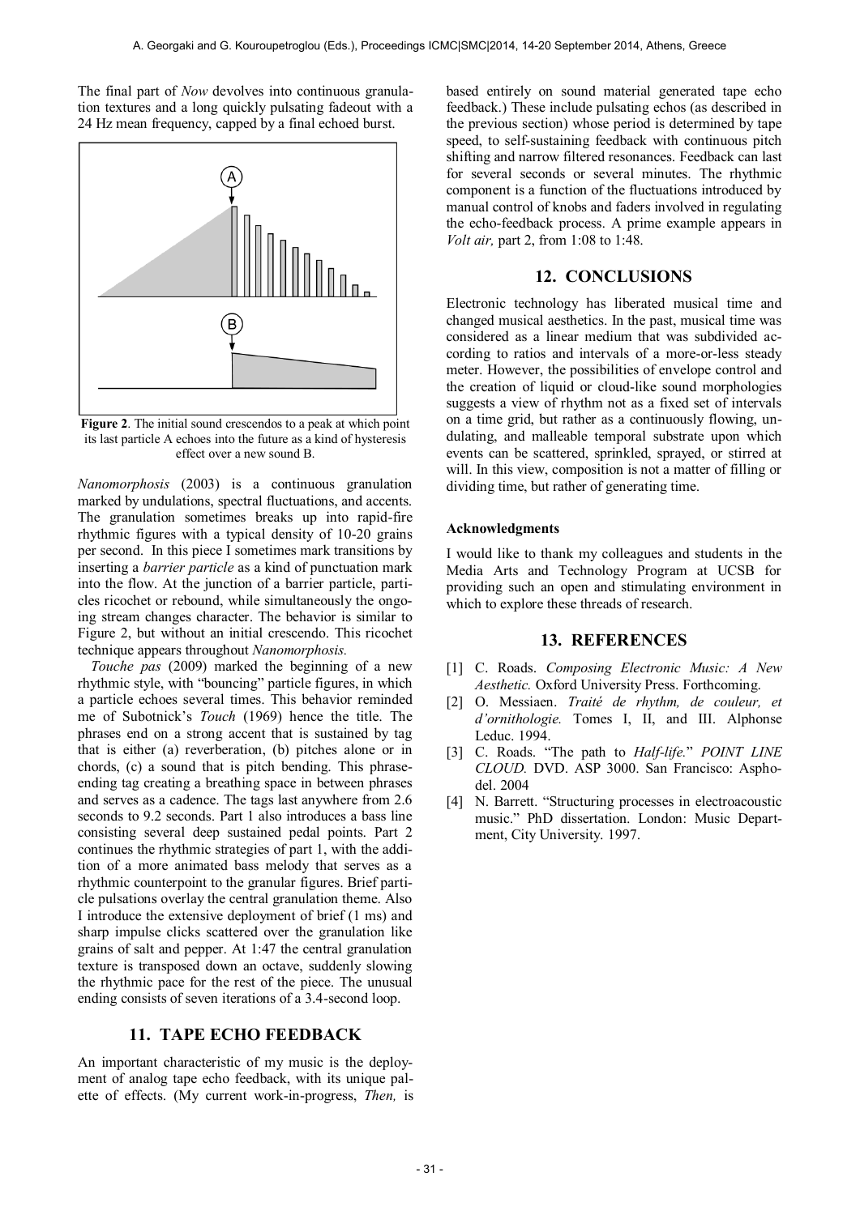The final part of *Now* devolves into continuous granulation textures and a long quickly pulsating fadeout with a 24 Hz mean frequency, capped by a final echoed burst.

A

B

**Figure 2**. The initial sound crescendos to a peak at which point its last particle A echoes into the future as a kind of hysteresis effect over a new sound B.

*Nanomorphosis* (2003) is a continuous granulation marked by undulations, spectral fluctuations, and accents. The granulation sometimes breaks up into rapid-fire rhythmic figures with a typical density of 10-20 grains per second. In this piece I sometimes mark transitions by inserting a *barrier particle* as a kind of punctuation mark into the flow. At the junction of a barrier particle, particles ricochet or rebound, while simultaneously the ongoing stream changes character. The behavior is similar to Figure 2, but without an initial crescendo. This ricochet technique appears throughout *Nanomorphosis.*

*Touche pas* (2009) marked the beginning of a new rhythmic style, with "bouncing" particle figures, in which a particle echoes several times. This behavior reminded me of Subotnick's *Touch* (1969) hence the title. The phrases end on a strong accent that is sustained by tag that is either (a) reverberation, (b) pitches alone or in chords, (c) a sound that is pitch bending. This phrase-ending tag creating a breathing space in between phrases and serves as a cadence. The tags last anywhere from 2.6 seconds to 9.2 seconds. Part 1 also introduces a bass line consisting several deep sustained pedal points. Part 2 continues the rhythmic strategies of part 1, with the addition of a more animated bass melody that serves as a rhythmic counterpoint to the granular figures. Brief particle pulsations overlay the central granulation theme. Also I introduce the extensive deployment of brief (1 ms) and sharp impulse clicks scattered over the granulation like grains of salt and pepper. At 1:47 the central granulation texture is transposed down an octave, suddenly slowing the rhythmic pace for the rest of the piece. The unusual ending consists of seven iterations of a 3.4-second loop.

## 11. TAPE ECHO FEEDBACK

An important characteristic of my music is the deployment of analog tape echo feedback, with its unique palette of effects. (My current work-in-progress, *Then,* is based entirely on sound material generated tape echo feedback.) These include pulsating echos (as described in the previous section) whose period is determined by tape speed, to self-sustaining feedback with continuous pitch shifting and narrow filtered resonances. Feedback can last for several seconds or several minutes. The rhythmic component is a function of the fluctuations introduced by manual control of knobs and faders involved in regulating the echo-feedback process. A prime example appears in *Volt air,* part 2, from 1:08 to 1:48.

## 12. CONCLUSIONS

Electronic technology has liberated musical time and changed musical aesthetics. In the past, musical time was considered as a linear medium that was subdivided according to ratios and intervals of a more-or-less steady meter. However, the possibilities of envelope control and the creation of liquid or cloud-like sound morphologies suggests a view of rhythm not as a fixed set of intervals on a time grid, but rather as a continuously flowing, undulating, and malleable temporal substrate upon which events can be scattered, sprinkled, sprayed, or stirred at will. In this view, composition is not a matter of filling or dividing time, but rather of generating time.

### Acknowledgments

I would like to thank my colleagues and students in the Media Arts and Technology Program at UCSB for providing such an open and stimulating environment in which to explore these threads of research.

## 13. REFERENCES

[1] C. Roads. *Composing Electronic Music: A New Aesthetic.* Oxford University Press. Forthcoming.

[2] O. Messiaen. *Traité de rhythm, de couleur, et d'ornithologie.* Tomes I, II, and III. Alphonse Leduc. 1994.

[3] C. Roads. "The path to *Half-life.*" *POINT LINE CLOUD.* DVD. ASP 3000. San Francisco: Asphodel. 2004

[4] N. Barrett. "Structuring processes in electroacoustic music." PhD dissertation. London: Music Department, City University. 1997.